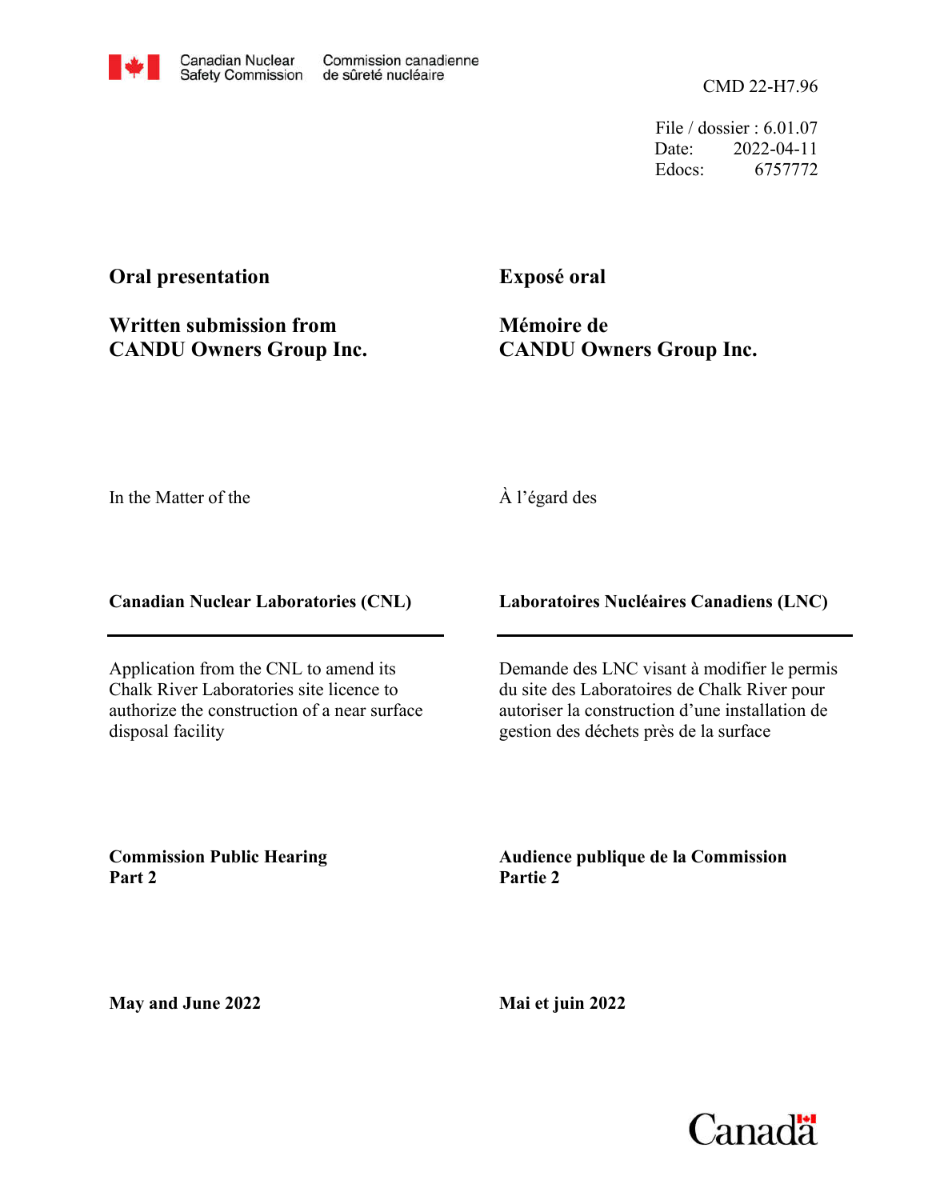Canadian Nuclear Safety Commission | Commission canadienne de sûreté nucléaire

CMD 22-H7.96

File / dossier : 6.01.07
Date: 2022-04-11
Edocs: 6757772

**Oral presentation**

**Written submission from CANDU Owners Group Inc.**

**Exposé oral**

**Mémoire de CANDU Owners Group Inc.**

In the Matter of the

À l'égard des

**Canadian Nuclear Laboratories (CNL)**

**Laboratoires Nucléaires Canadiens (LNC)**

Application from the CNL to amend its Chalk River Laboratories site licence to authorize the construction of a near surface disposal facility

Demande des LNC visant à modifier le permis du site des Laboratoires de Chalk River pour autoriser la construction d'une installation de gestion des déchets près de la surface

**Commission Public Hearing Part 2**

**Audience publique de la Commission Partie 2**

**May and June 2022**

**Mai et juin 2022**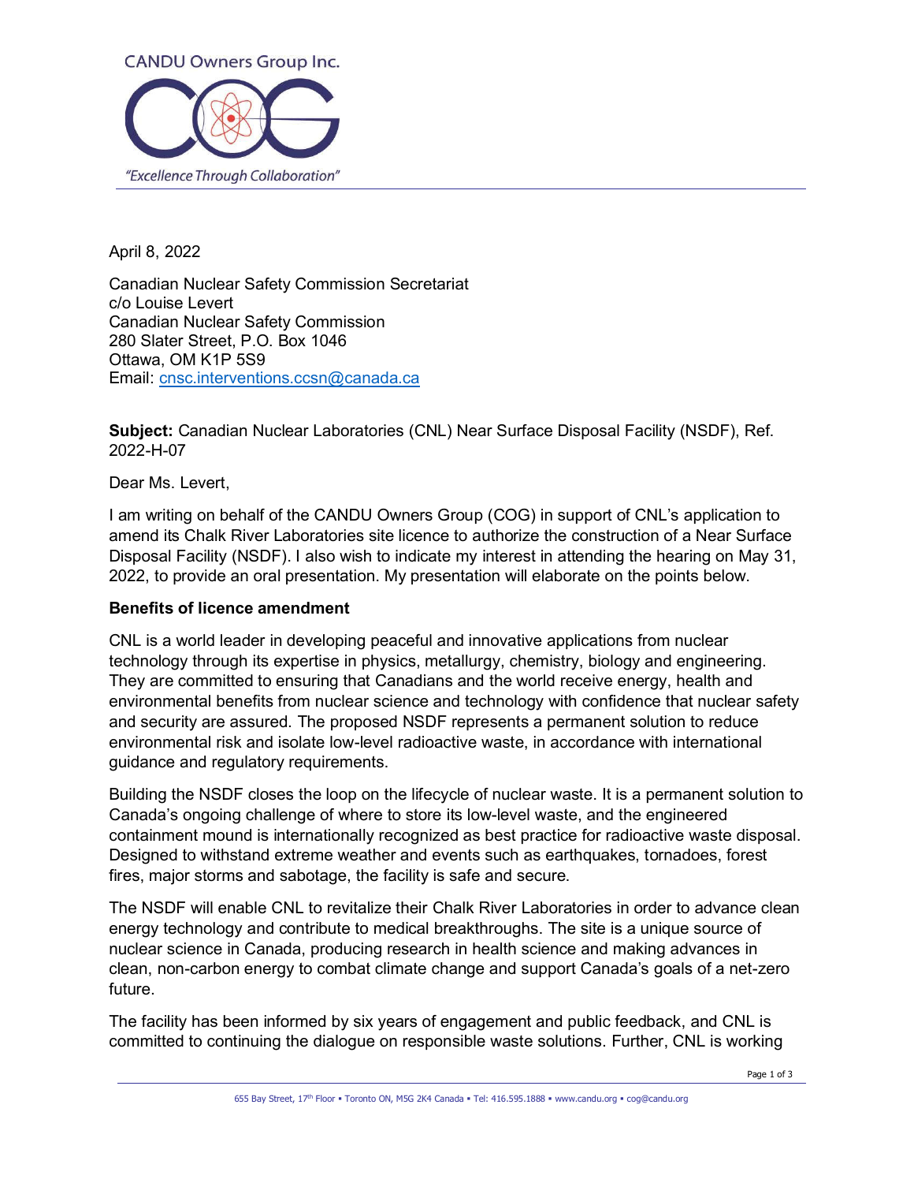CANDU Owners Group Inc.

*"Excellence Through Collaboration"*

April 8, 2022

Canadian Nuclear Safety Commission Secretariat
c/o Louise Levert
Canadian Nuclear Safety Commission
280 Slater Street, P.O. Box 1046
Ottawa, OM K1P 5S9
Email: cnsc.interventions.ccsn@canada.ca

**Subject:** Canadian Nuclear Laboratories (CNL) Near Surface Disposal Facility (NSDF), Ref. 2022-H-07

Dear Ms. Levert,

I am writing on behalf of the CANDU Owners Group (COG) in support of CNL's application to amend its Chalk River Laboratories site licence to authorize the construction of a Near Surface Disposal Facility (NSDF). I also wish to indicate my interest in attending the hearing on May 31, 2022, to provide an oral presentation. My presentation will elaborate on the points below.

**Benefits of licence amendment**

CNL is a world leader in developing peaceful and innovative applications from nuclear technology through its expertise in physics, metallurgy, chemistry, biology and engineering. They are committed to ensuring that Canadians and the world receive energy, health and environmental benefits from nuclear science and technology with confidence that nuclear safety and security are assured. The proposed NSDF represents a permanent solution to reduce environmental risk and isolate low-level radioactive waste, in accordance with international guidance and regulatory requirements.

Building the NSDF closes the loop on the lifecycle of nuclear waste. It is a permanent solution to Canada's ongoing challenge of where to store its low-level waste, and the engineered containment mound is internationally recognized as best practice for radioactive waste disposal. Designed to withstand extreme weather and events such as earthquakes, tornadoes, forest fires, major storms and sabotage, the facility is safe and secure.

The NSDF will enable CNL to revitalize their Chalk River Laboratories in order to advance clean energy technology and contribute to medical breakthroughs. The site is a unique source of nuclear science in Canada, producing research in health science and making advances in clean, non-carbon energy to combat climate change and support Canada's goals of a net-zero future.

The facility has been informed by six years of engagement and public feedback, and CNL is committed to continuing the dialogue on responsible waste solutions. Further, CNL is working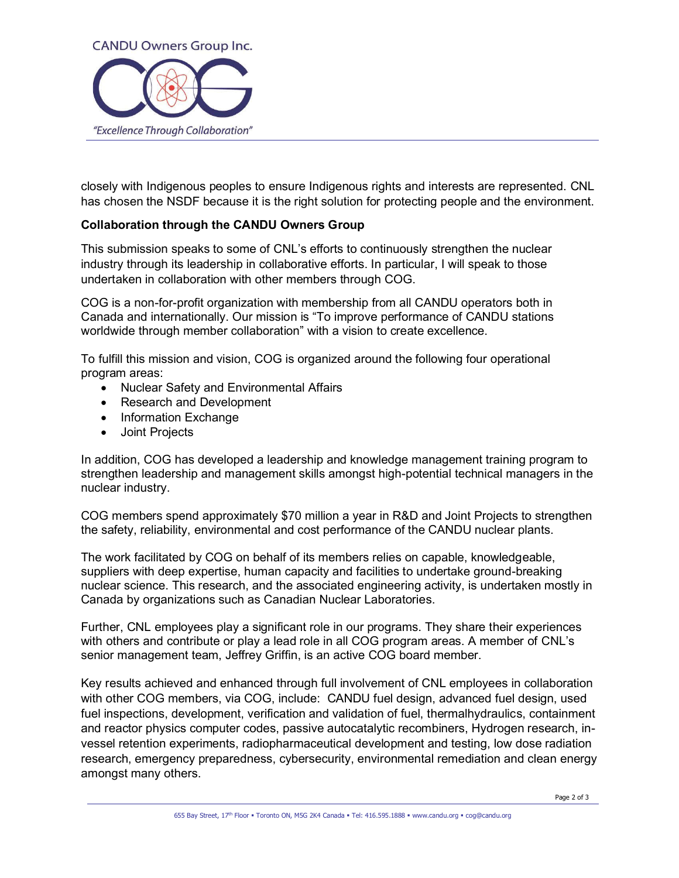closely with Indigenous peoples to ensure Indigenous rights and interests are represented. CNL has chosen the NSDF because it is the right solution for protecting people and the environment.

**Collaboration through the CANDU Owners Group**

This submission speaks to some of CNL's efforts to continuously strengthen the nuclear industry through its leadership in collaborative efforts. In particular, I will speak to those undertaken in collaboration with other members through COG.

COG is a non-for-profit organization with membership from all CANDU operators both in Canada and internationally. Our mission is "To improve performance of CANDU stations worldwide through member collaboration" with a vision to create excellence.

To fulfill this mission and vision, COG is organized around the following four operational program areas:

- Nuclear Safety and Environmental Affairs
- Research and Development
- Information Exchange
- Joint Projects

In addition, COG has developed a leadership and knowledge management training program to strengthen leadership and management skills amongst high-potential technical managers in the nuclear industry.

COG members spend approximately $70 million a year in R&D and Joint Projects to strengthen the safety, reliability, environmental and cost performance of the CANDU nuclear plants.

The work facilitated by COG on behalf of its members relies on capable, knowledgeable, suppliers with deep expertise, human capacity and facilities to undertake ground-breaking nuclear science. This research, and the associated engineering activity, is undertaken mostly in Canada by organizations such as Canadian Nuclear Laboratories.

Further, CNL employees play a significant role in our programs. They share their experiences with others and contribute or play a lead role in all COG program areas. A member of CNL's senior management team, Jeffrey Griffin, is an active COG board member.

Key results achieved and enhanced through full involvement of CNL employees in collaboration with other COG members, via COG, include: CANDU fuel design, advanced fuel design, used fuel inspections, development, verification and validation of fuel, thermalhydraulics, containment and reactor physics computer codes, passive autocatalytic recombiners, Hydrogen research, in-vessel retention experiments, radiopharmaceutical development and testing, low dose radiation research, emergency preparedness, cybersecurity, environmental remediation and clean energy amongst many others.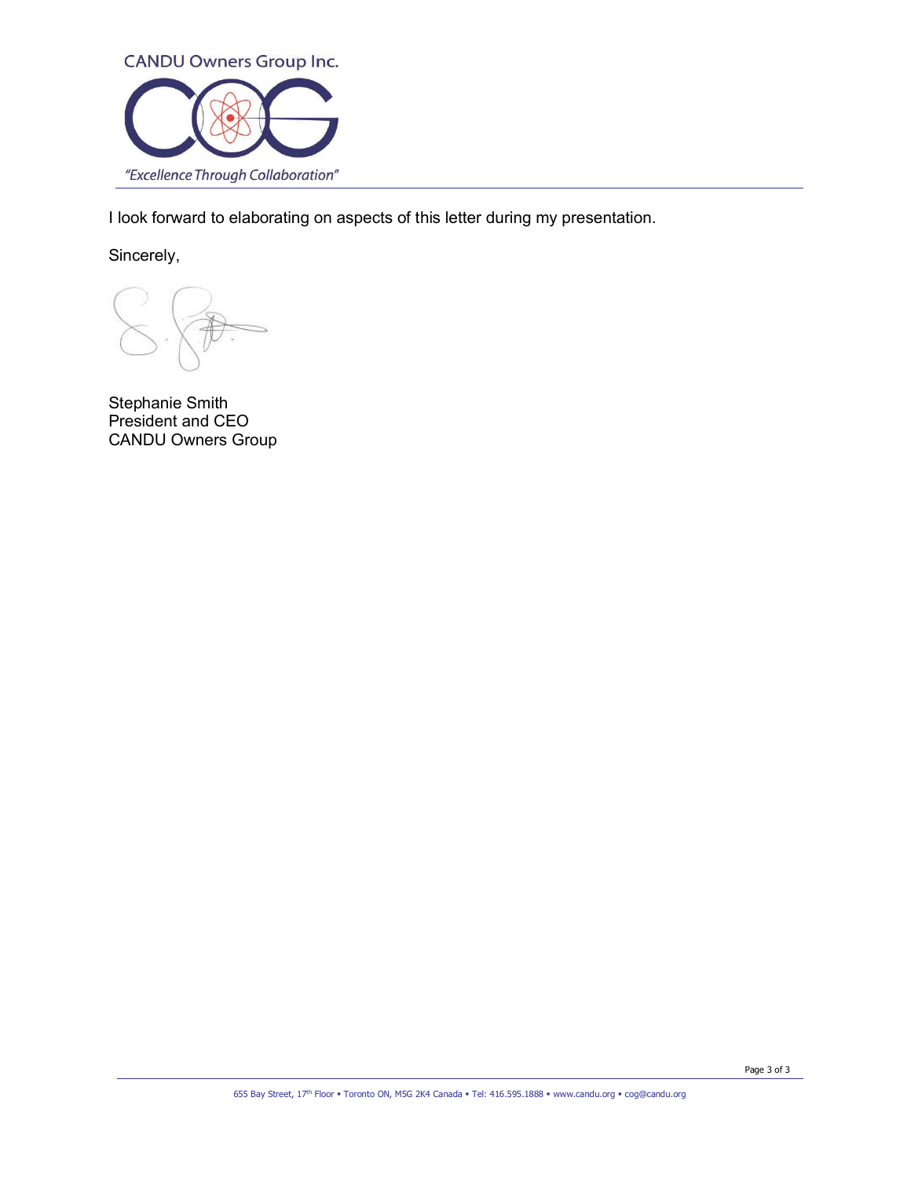I look forward to elaborating on aspects of this letter during my presentation.

Sincerely,

Stephanie Smith
President and CEO
CANDU Owners Group